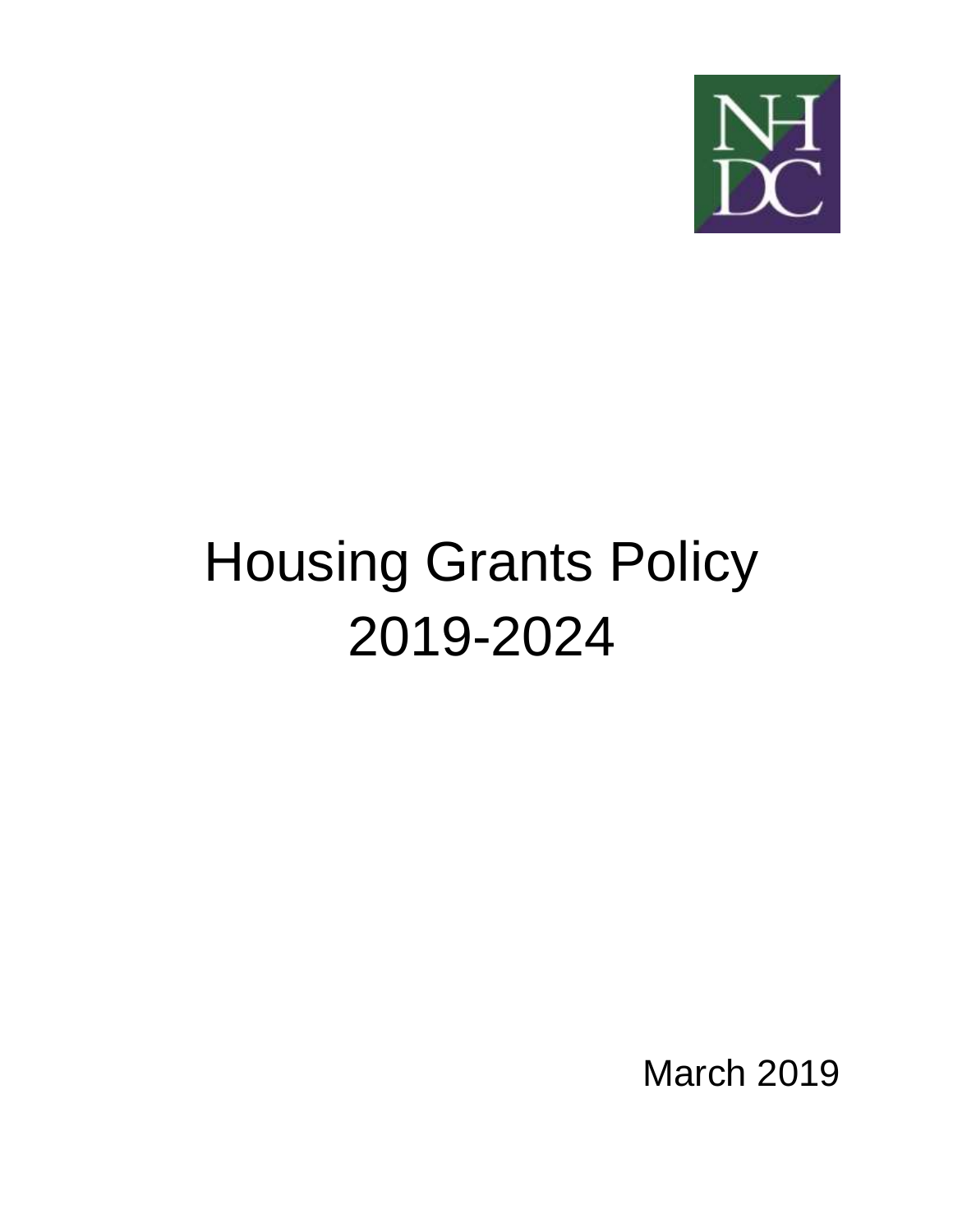NH
DC

# Housing Grants Policy 2019-2024

March 2019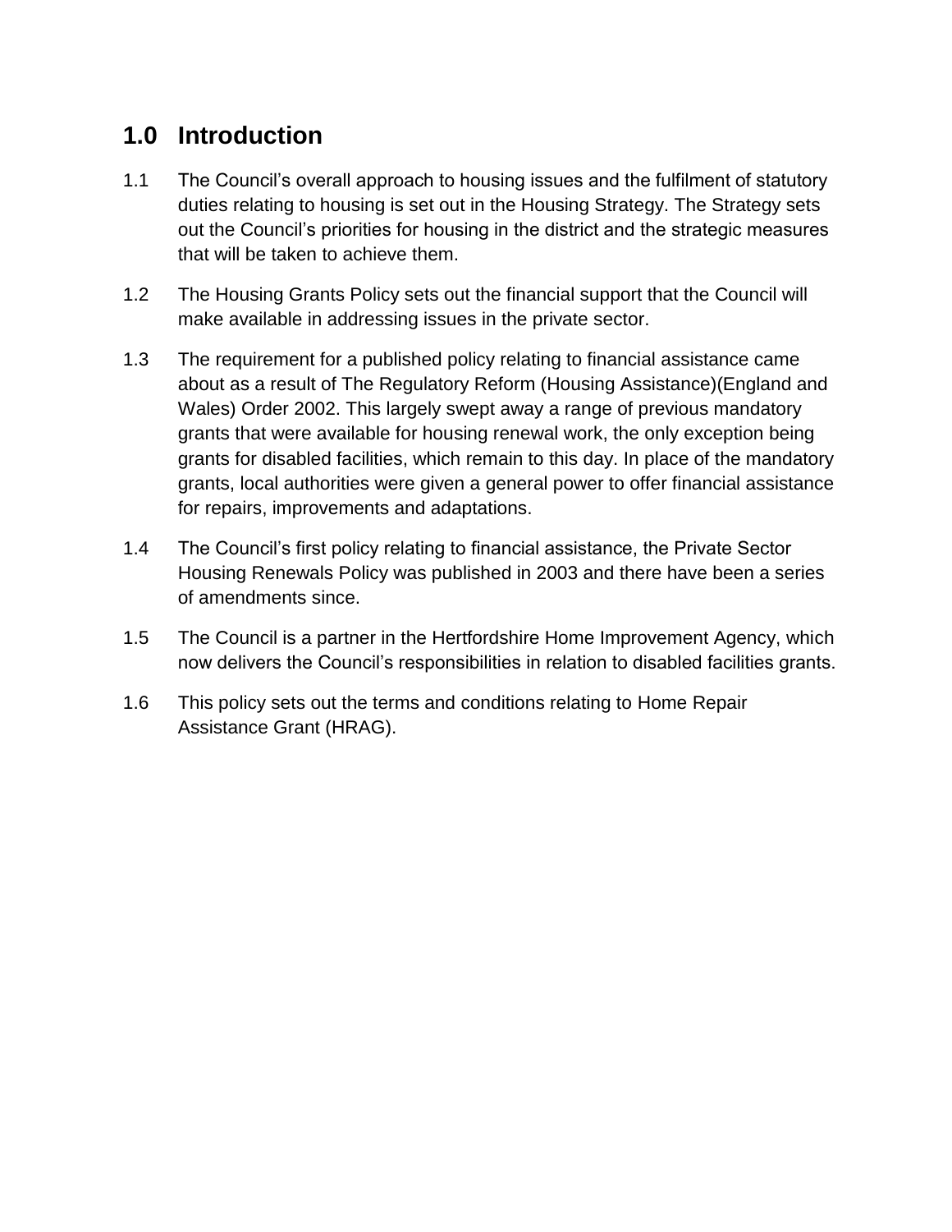## 1.0 Introduction

1.1 The Council's overall approach to housing issues and the fulfilment of statutory duties relating to housing is set out in the Housing Strategy. The Strategy sets out the Council's priorities for housing in the district and the strategic measures that will be taken to achieve them.

1.2 The Housing Grants Policy sets out the financial support that the Council will make available in addressing issues in the private sector.

1.3 The requirement for a published policy relating to financial assistance came about as a result of The Regulatory Reform (Housing Assistance)(England and Wales) Order 2002. This largely swept away a range of previous mandatory grants that were available for housing renewal work, the only exception being grants for disabled facilities, which remain to this day. In place of the mandatory grants, local authorities were given a general power to offer financial assistance for repairs, improvements and adaptations.

1.4 The Council's first policy relating to financial assistance, the Private Sector Housing Renewals Policy was published in 2003 and there have been a series of amendments since.

1.5 The Council is a partner in the Hertfordshire Home Improvement Agency, which now delivers the Council's responsibilities in relation to disabled facilities grants.

1.6 This policy sets out the terms and conditions relating to Home Repair Assistance Grant (HRAG).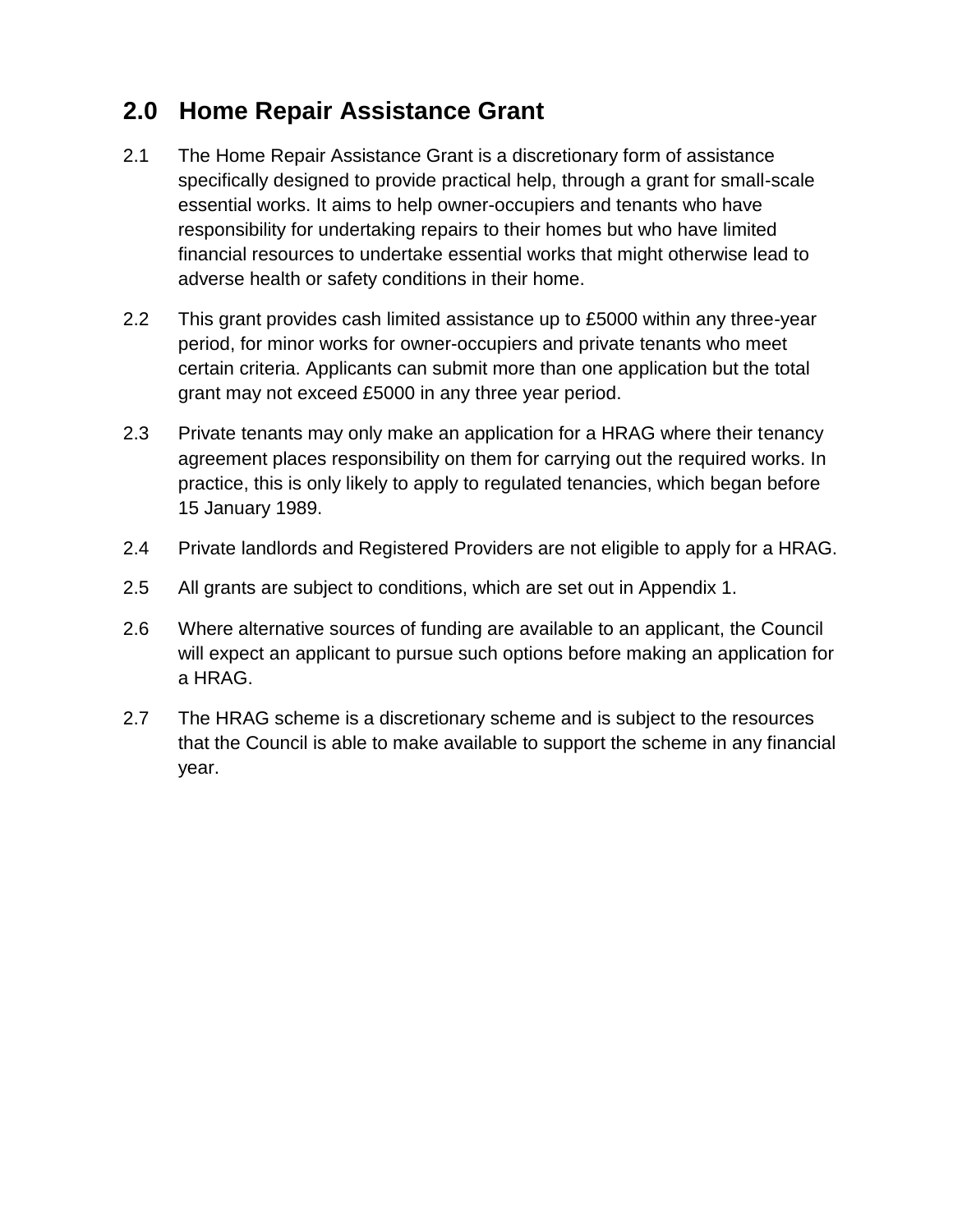## 2.0 Home Repair Assistance Grant

2.1 The Home Repair Assistance Grant is a discretionary form of assistance specifically designed to provide practical help, through a grant for small-scale essential works. It aims to help owner-occupiers and tenants who have responsibility for undertaking repairs to their homes but who have limited financial resources to undertake essential works that might otherwise lead to adverse health or safety conditions in their home.

2.2 This grant provides cash limited assistance up to £5000 within any three-year period, for minor works for owner-occupiers and private tenants who meet certain criteria. Applicants can submit more than one application but the total grant may not exceed £5000 in any three year period.

2.3 Private tenants may only make an application for a HRAG where their tenancy agreement places responsibility on them for carrying out the required works. In practice, this is only likely to apply to regulated tenancies, which began before 15 January 1989.

2.4 Private landlords and Registered Providers are not eligible to apply for a HRAG.

2.5 All grants are subject to conditions, which are set out in Appendix 1.

2.6 Where alternative sources of funding are available to an applicant, the Council will expect an applicant to pursue such options before making an application for a HRAG.

2.7 The HRAG scheme is a discretionary scheme and is subject to the resources that the Council is able to make available to support the scheme in any financial year.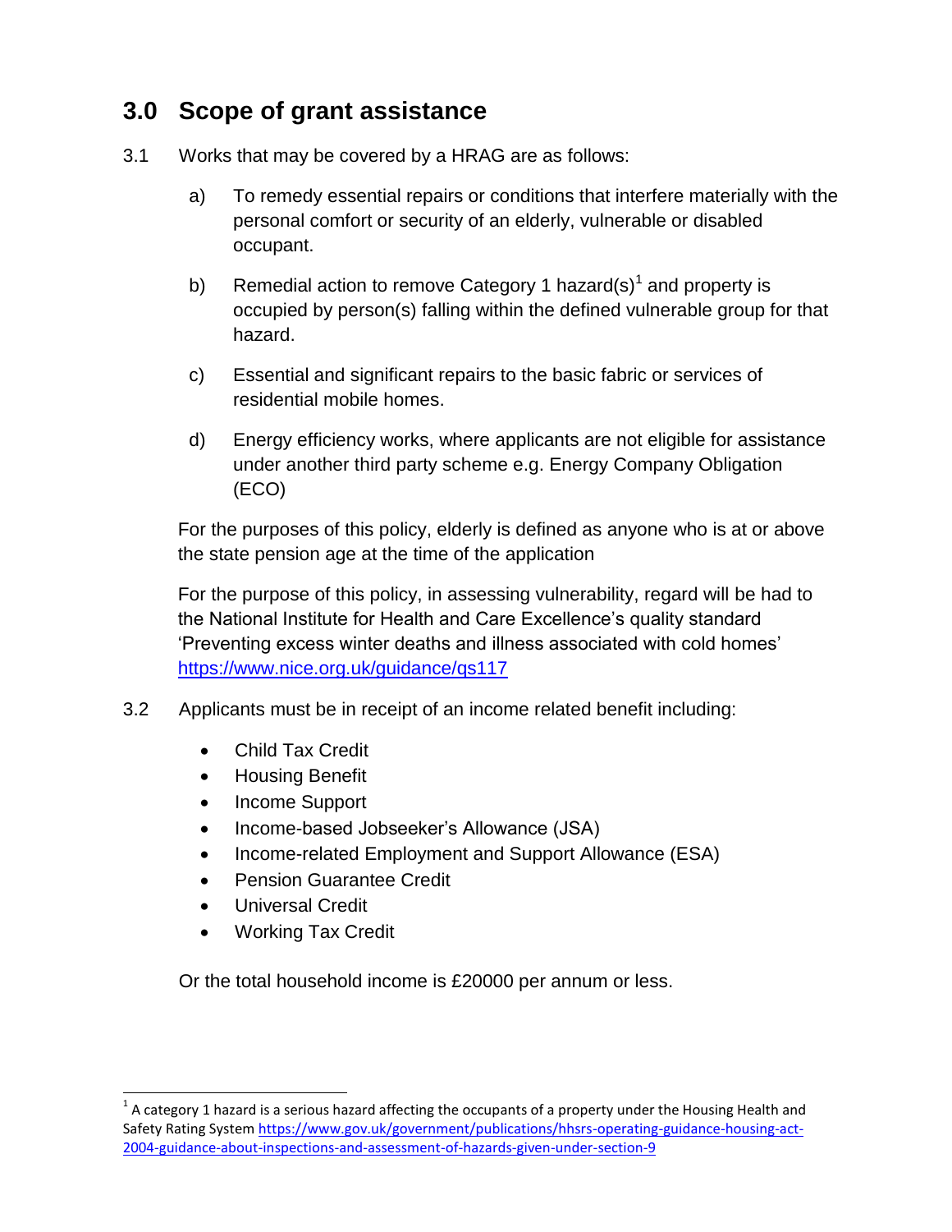## 3.0 Scope of grant assistance

3.1 Works that may be covered by a HRAG are as follows:

a) To remedy essential repairs or conditions that interfere materially with the personal comfort or security of an elderly, vulnerable or disabled occupant.

b) Remedial action to remove Category 1 hazard(s)[1] and property is occupied by person(s) falling within the defined vulnerable group for that hazard.

c) Essential and significant repairs to the basic fabric or services of residential mobile homes.

d) Energy efficiency works, where applicants are not eligible for assistance under another third party scheme e.g. Energy Company Obligation (ECO)

For the purposes of this policy, elderly is defined as anyone who is at or above the state pension age at the time of the application

For the purpose of this policy, in assessing vulnerability, regard will be had to the National Institute for Health and Care Excellence's quality standard 'Preventing excess winter deaths and illness associated with cold homes' https://www.nice.org.uk/guidance/qs117

3.2 Applicants must be in receipt of an income related benefit including:

- Child Tax Credit
- Housing Benefit
- Income Support
- Income-based Jobseeker's Allowance (JSA)
- Income-related Employment and Support Allowance (ESA)
- Pension Guarantee Credit
- Universal Credit
- Working Tax Credit

Or the total household income is £20000 per annum or less.

[1] A category 1 hazard is a serious hazard affecting the occupants of a property under the Housing Health and Safety Rating System https://www.gov.uk/government/publications/hhsrs-operating-guidance-housing-act-2004-guidance-about-inspections-and-assessment-of-hazards-given-under-section-9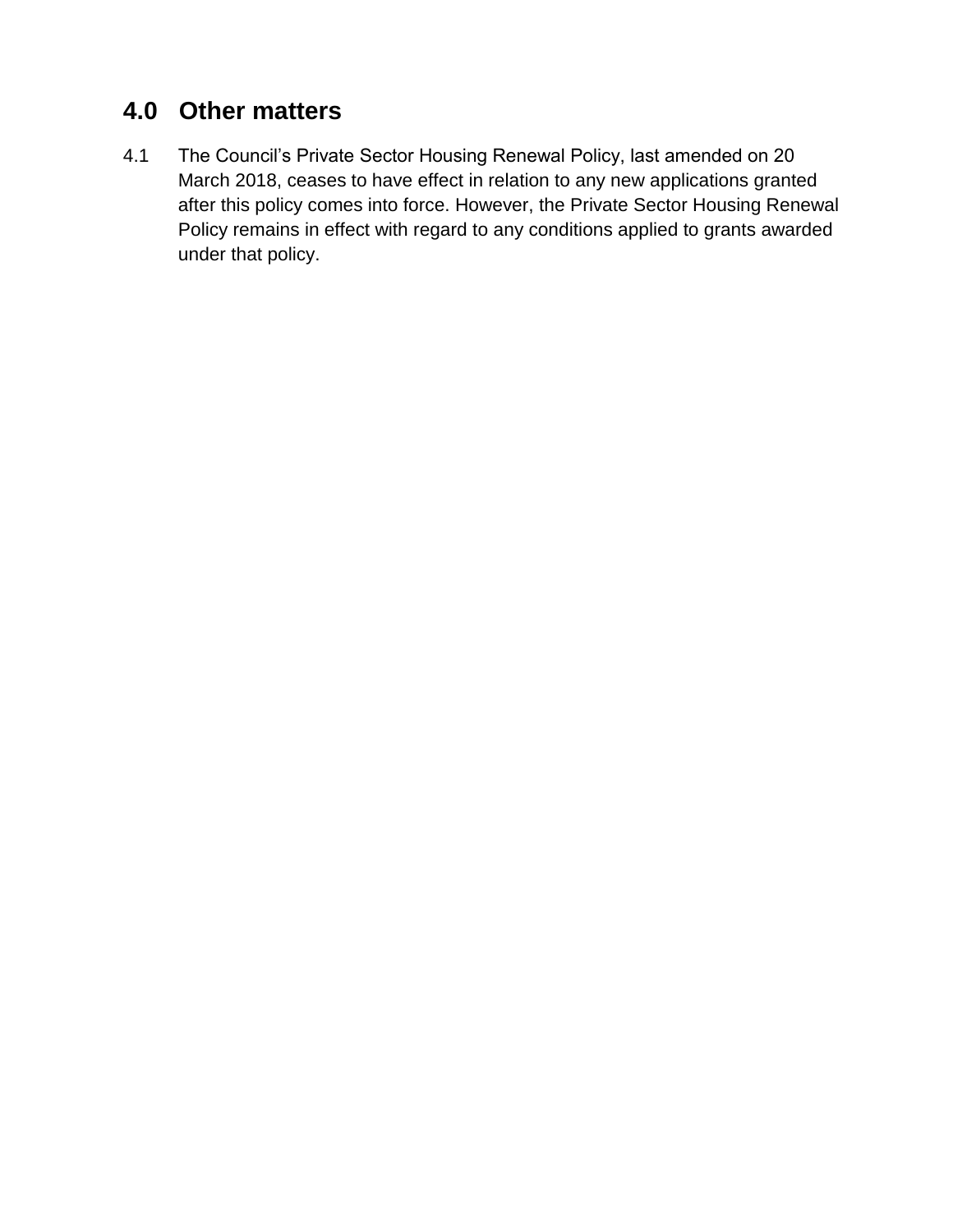## 4.0 Other matters

4.1 The Council's Private Sector Housing Renewal Policy, last amended on 20 March 2018, ceases to have effect in relation to any new applications granted after this policy comes into force. However, the Private Sector Housing Renewal Policy remains in effect with regard to any conditions applied to grants awarded under that policy.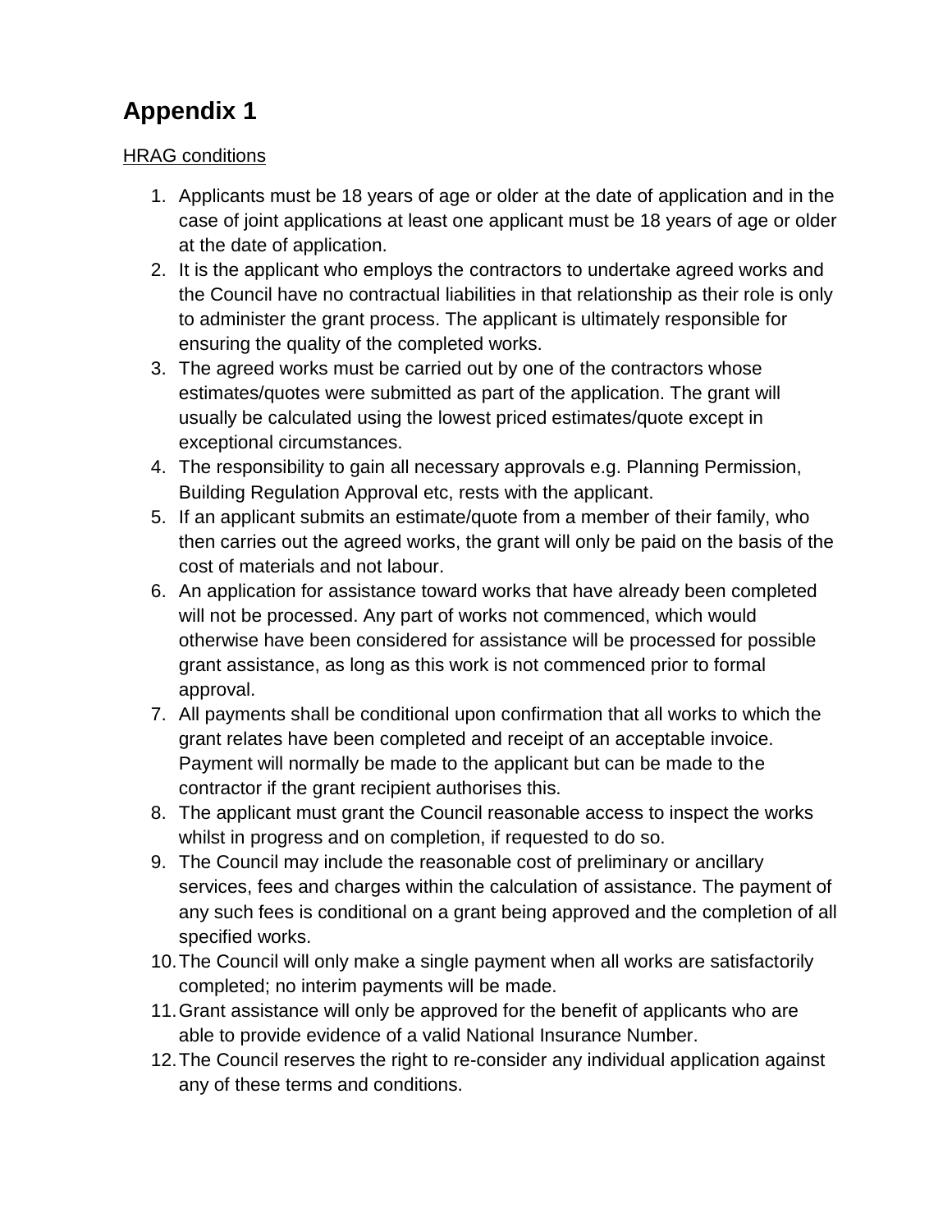# Appendix 1

HRAG conditions

1. Applicants must be 18 years of age or older at the date of application and in the case of joint applications at least one applicant must be 18 years of age or older at the date of application.
2. It is the applicant who employs the contractors to undertake agreed works and the Council have no contractual liabilities in that relationship as their role is only to administer the grant process. The applicant is ultimately responsible for ensuring the quality of the completed works.
3. The agreed works must be carried out by one of the contractors whose estimates/quotes were submitted as part of the application. The grant will usually be calculated using the lowest priced estimates/quote except in exceptional circumstances.
4. The responsibility to gain all necessary approvals e.g. Planning Permission, Building Regulation Approval etc, rests with the applicant.
5. If an applicant submits an estimate/quote from a member of their family, who then carries out the agreed works, the grant will only be paid on the basis of the cost of materials and not labour.
6. An application for assistance toward works that have already been completed will not be processed. Any part of works not commenced, which would otherwise have been considered for assistance will be processed for possible grant assistance, as long as this work is not commenced prior to formal approval.
7. All payments shall be conditional upon confirmation that all works to which the grant relates have been completed and receipt of an acceptable invoice. Payment will normally be made to the applicant but can be made to the contractor if the grant recipient authorises this.
8. The applicant must grant the Council reasonable access to inspect the works whilst in progress and on completion, if requested to do so.
9. The Council may include the reasonable cost of preliminary or ancillary services, fees and charges within the calculation of assistance. The payment of any such fees is conditional on a grant being approved and the completion of all specified works.
10. The Council will only make a single payment when all works are satisfactorily completed; no interim payments will be made.
11. Grant assistance will only be approved for the benefit of applicants who are able to provide evidence of a valid National Insurance Number.
12. The Council reserves the right to re-consider any individual application against any of these terms and conditions.